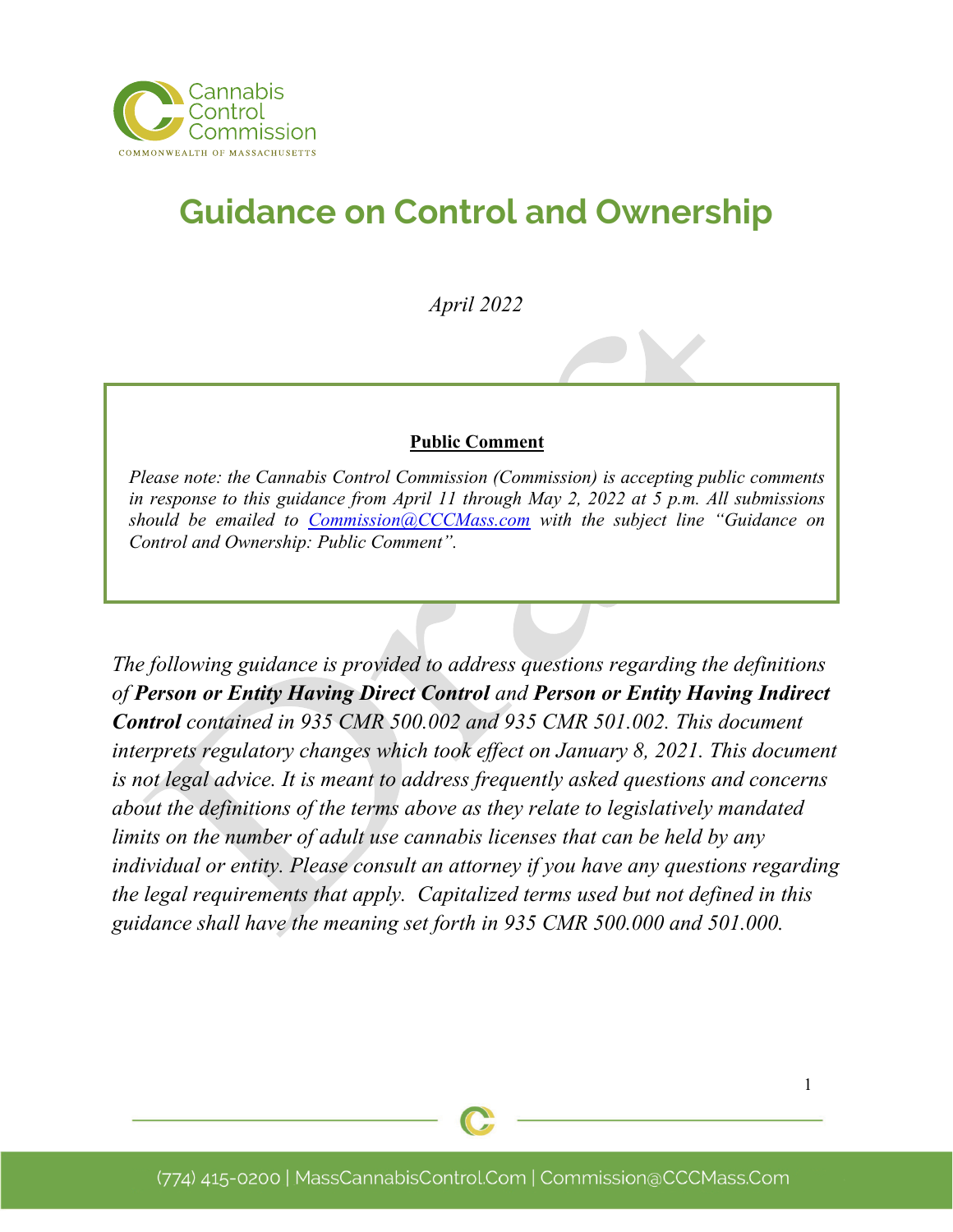Cannabis Control Commission
COMMONWEALTH OF MASSACHUSETTS

# Guidance on Control and Ownership

*April 2022*

**Public Comment**

*Please note: the Cannabis Control Commission (Commission) is accepting public comments in response to this guidance from April 11 through May 2, 2022 at 5 p.m. All submissions should be emailed to [Commission@CCCMass.com](mailto:Commission@CCCMass.com) with the subject line "Guidance on Control and Ownership: Public Comment".*

*The following guidance is provided to address questions regarding the definitions of **Person or Entity Having Direct Control** and **Person or Entity Having Indirect Control** contained in 935 CMR 500.002 and 935 CMR 501.002. This document interprets regulatory changes which took effect on January 8, 2021. This document is not legal advice. It is meant to address frequently asked questions and concerns about the definitions of the terms above as they relate to legislatively mandated limits on the number of adult use cannabis licenses that can be held by any individual or entity. Please consult an attorney if you have any questions regarding the legal requirements that apply. Capitalized terms used but not defined in this guidance shall have the meaning set forth in 935 CMR 500.000 and 501.000.*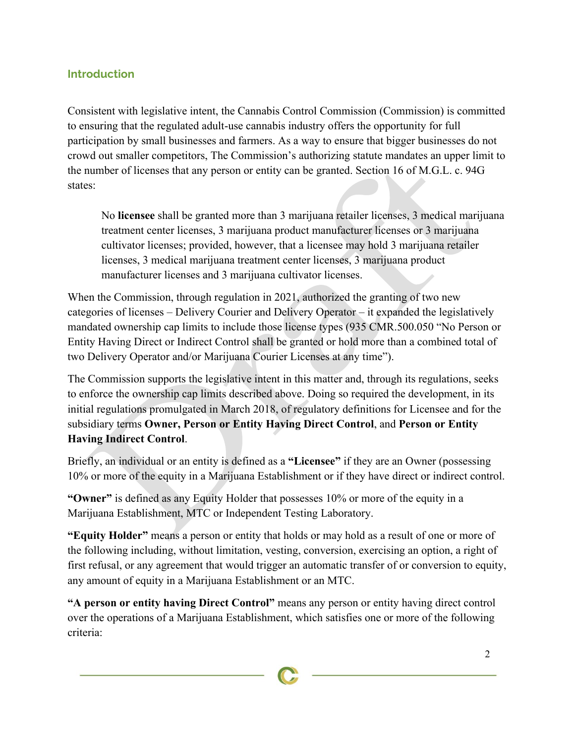## Introduction

Consistent with legislative intent, the Cannabis Control Commission (Commission) is committed to ensuring that the regulated adult-use cannabis industry offers the opportunity for full participation by small businesses and farmers. As a way to ensure that bigger businesses do not crowd out smaller competitors, The Commission's authorizing statute mandates an upper limit to the number of licenses that any person or entity can be granted. Section 16 of M.G.L. c. 94G states:

> No **licensee** shall be granted more than 3 marijuana retailer licenses, 3 medical marijuana treatment center licenses, 3 marijuana product manufacturer licenses or 3 marijuana cultivator licenses; provided, however, that a licensee may hold 3 marijuana retailer licenses, 3 medical marijuana treatment center licenses, 3 marijuana product manufacturer licenses and 3 marijuana cultivator licenses.

When the Commission, through regulation in 2021, authorized the granting of two new categories of licenses – Delivery Courier and Delivery Operator – it expanded the legislatively mandated ownership cap limits to include those license types (935 CMR.500.050 "No Person or Entity Having Direct or Indirect Control shall be granted or hold more than a combined total of two Delivery Operator and/or Marijuana Courier Licenses at any time").

The Commission supports the legislative intent in this matter and, through its regulations, seeks to enforce the ownership cap limits described above. Doing so required the development, in its initial regulations promulgated in March 2018, of regulatory definitions for Licensee and for the subsidiary terms **Owner, Person or Entity Having Direct Control**, and **Person or Entity Having Indirect Control**.

Briefly, an individual or an entity is defined as a **"Licensee"** if they are an Owner (possessing 10% or more of the equity in a Marijuana Establishment or if they have direct or indirect control.

**"Owner"** is defined as any Equity Holder that possesses 10% or more of the equity in a Marijuana Establishment, MTC or Independent Testing Laboratory.

**"Equity Holder"** means a person or entity that holds or may hold as a result of one or more of the following including, without limitation, vesting, conversion, exercising an option, a right of first refusal, or any agreement that would trigger an automatic transfer of or conversion to equity, any amount of equity in a Marijuana Establishment or an MTC.

**"A person or entity having Direct Control"** means any person or entity having direct control over the operations of a Marijuana Establishment, which satisfies one or more of the following criteria: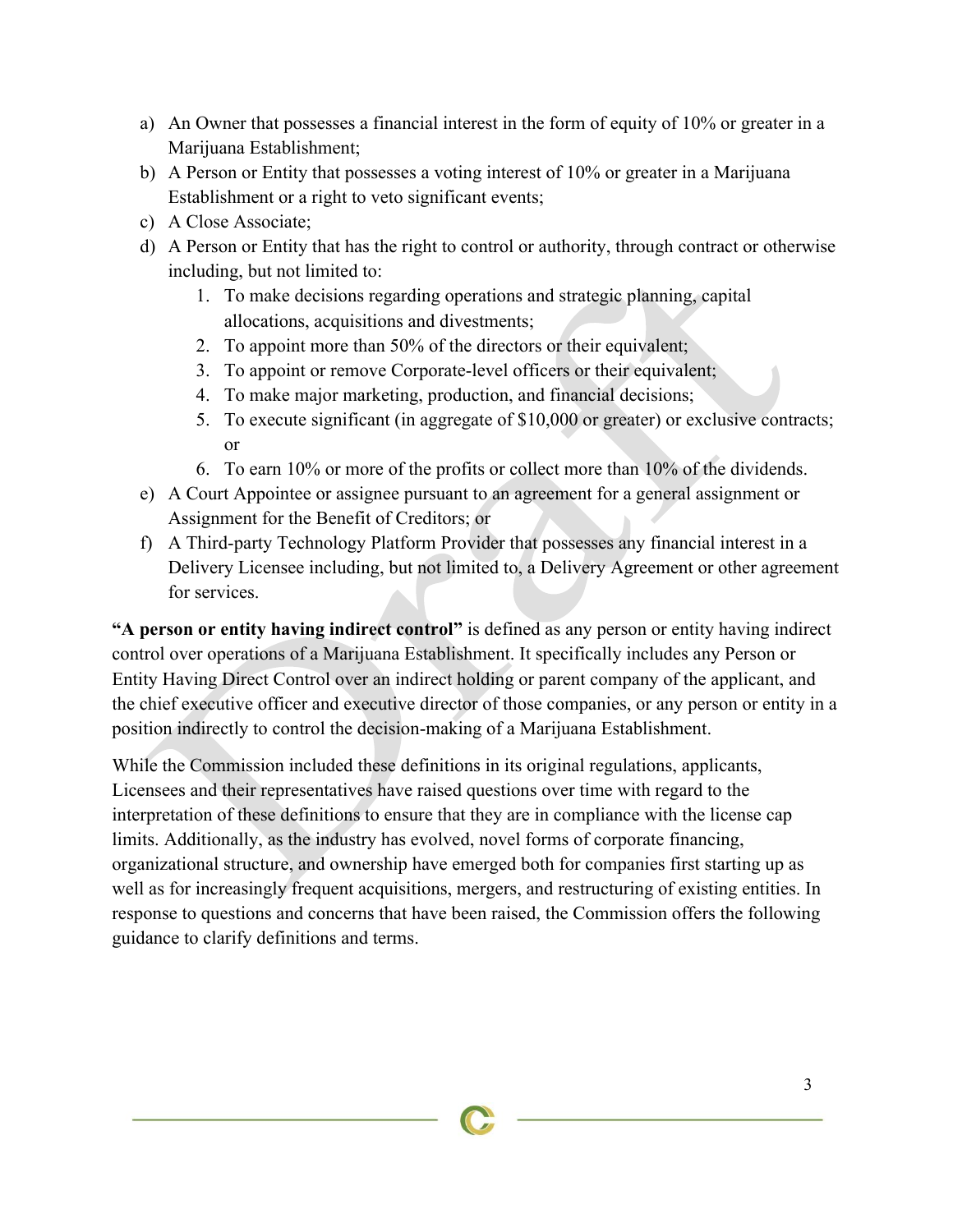a) An Owner that possesses a financial interest in the form of equity of 10% or greater in a Marijuana Establishment;
b) A Person or Entity that possesses a voting interest of 10% or greater in a Marijuana Establishment or a right to veto significant events;
c) A Close Associate;
d) A Person or Entity that has the right to control or authority, through contract or otherwise including, but not limited to:
    1. To make decisions regarding operations and strategic planning, capital allocations, acquisitions and divestments;
    2. To appoint more than 50% of the directors or their equivalent;
    3. To appoint or remove Corporate-level officers or their equivalent;
    4. To make major marketing, production, and financial decisions;
    5. To execute significant (in aggregate of $10,000 or greater) or exclusive contracts; or
    6. To earn 10% or more of the profits or collect more than 10% of the dividends.
e) A Court Appointee or assignee pursuant to an agreement for a general assignment or Assignment for the Benefit of Creditors; or
f) A Third-party Technology Platform Provider that possesses any financial interest in a Delivery Licensee including, but not limited to, a Delivery Agreement or other agreement for services.

**"A person or entity having indirect control"** is defined as any person or entity having indirect control over operations of a Marijuana Establishment. It specifically includes any Person or Entity Having Direct Control over an indirect holding or parent company of the applicant, and the chief executive officer and executive director of those companies, or any person or entity in a position indirectly to control the decision-making of a Marijuana Establishment.

While the Commission included these definitions in its original regulations, applicants, Licensees and their representatives have raised questions over time with regard to the interpretation of these definitions to ensure that they are in compliance with the license cap limits. Additionally, as the industry has evolved, novel forms of corporate financing, organizational structure, and ownership have emerged both for companies first starting up as well as for increasingly frequent acquisitions, mergers, and restructuring of existing entities. In response to questions and concerns that have been raised, the Commission offers the following guidance to clarify definitions and terms.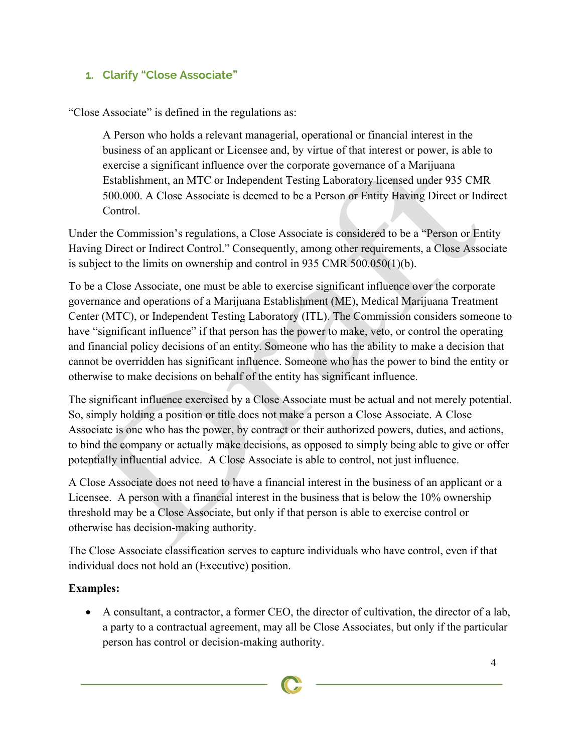## 1. Clarify "Close Associate"

"Close Associate" is defined in the regulations as:

> A Person who holds a relevant managerial, operational or financial interest in the business of an applicant or Licensee and, by virtue of that interest or power, is able to exercise a significant influence over the corporate governance of a Marijuana Establishment, an MTC or Independent Testing Laboratory licensed under 935 CMR 500.000. A Close Associate is deemed to be a Person or Entity Having Direct or Indirect Control.

Under the Commission's regulations, a Close Associate is considered to be a "Person or Entity Having Direct or Indirect Control." Consequently, among other requirements, a Close Associate is subject to the limits on ownership and control in 935 CMR 500.050(1)(b).

To be a Close Associate, one must be able to exercise significant influence over the corporate governance and operations of a Marijuana Establishment (ME), Medical Marijuana Treatment Center (MTC), or Independent Testing Laboratory (ITL). The Commission considers someone to have "significant influence" if that person has the power to make, veto, or control the operating and financial policy decisions of an entity. Someone who has the ability to make a decision that cannot be overridden has significant influence. Someone who has the power to bind the entity or otherwise to make decisions on behalf of the entity has significant influence.

The significant influence exercised by a Close Associate must be actual and not merely potential. So, simply holding a position or title does not make a person a Close Associate. A Close Associate is one who has the power, by contract or their authorized powers, duties, and actions, to bind the company or actually make decisions, as opposed to simply being able to give or offer potentially influential advice. A Close Associate is able to control, not just influence.

A Close Associate does not need to have a financial interest in the business of an applicant or a Licensee. A person with a financial interest in the business that is below the 10% ownership threshold may be a Close Associate, but only if that person is able to exercise control or otherwise has decision-making authority.

The Close Associate classification serves to capture individuals who have control, even if that individual does not hold an (Executive) position.

**Examples:**

- A consultant, a contractor, a former CEO, the director of cultivation, the director of a lab, a party to a contractual agreement, may all be Close Associates, but only if the particular person has control or decision-making authority.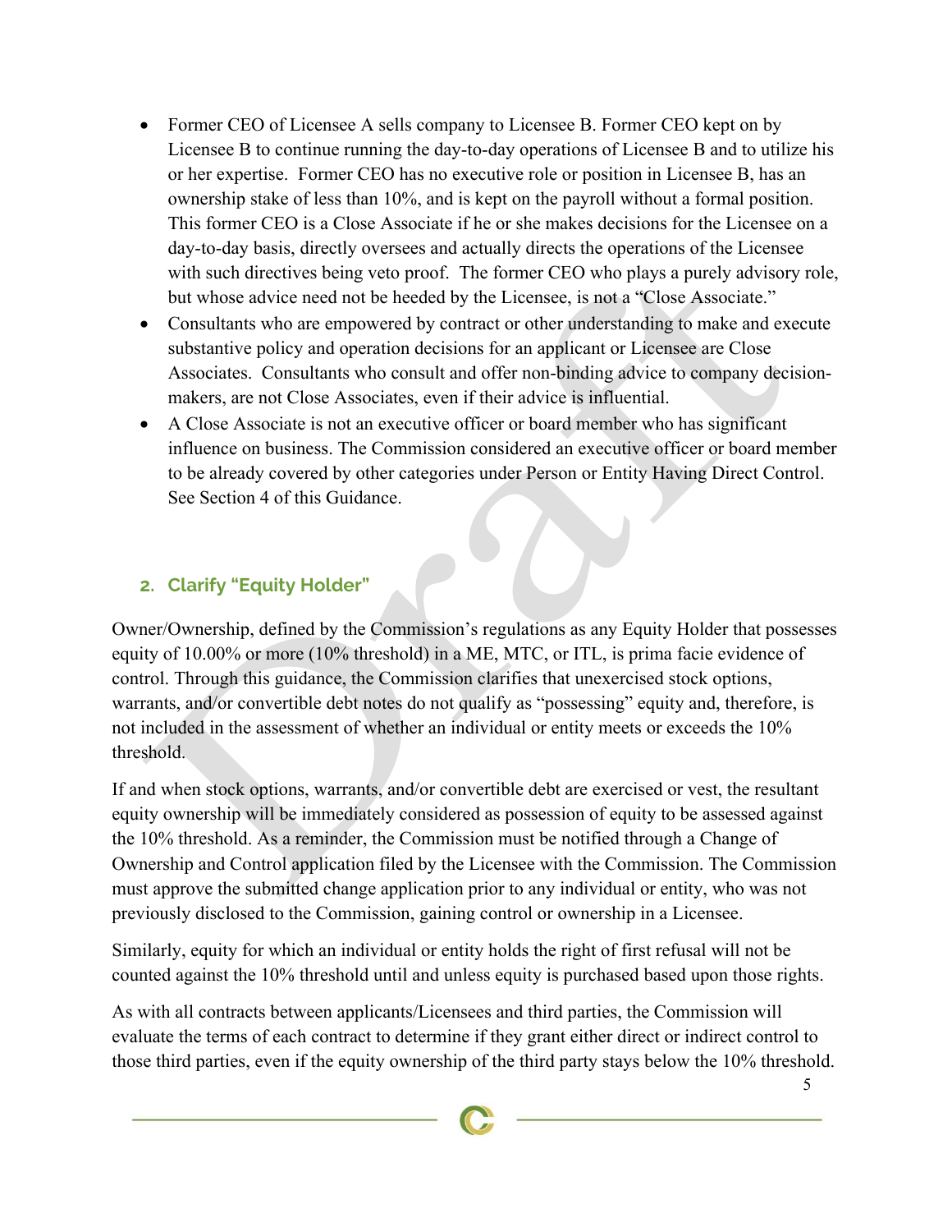- Former CEO of Licensee A sells company to Licensee B. Former CEO kept on by Licensee B to continue running the day-to-day operations of Licensee B and to utilize his or her expertise. Former CEO has no executive role or position in Licensee B, has an ownership stake of less than 10%, and is kept on the payroll without a formal position. This former CEO is a Close Associate if he or she makes decisions for the Licensee on a day-to-day basis, directly oversees and actually directs the operations of the Licensee with such directives being veto proof. The former CEO who plays a purely advisory role, but whose advice need not be heeded by the Licensee, is not a "Close Associate."
- Consultants who are empowered by contract or other understanding to make and execute substantive policy and operation decisions for an applicant or Licensee are Close Associates. Consultants who consult and offer non-binding advice to company decision-makers, are not Close Associates, even if their advice is influential.
- A Close Associate is not an executive officer or board member who has significant influence on business. The Commission considered an executive officer or board member to be already covered by other categories under Person or Entity Having Direct Control. See Section 4 of this Guidance.

## 2. Clarify "Equity Holder"

Owner/Ownership, defined by the Commission's regulations as any Equity Holder that possesses equity of 10.00% or more (10% threshold) in a ME, MTC, or ITL, is prima facie evidence of control. Through this guidance, the Commission clarifies that unexercised stock options, warrants, and/or convertible debt notes do not qualify as "possessing" equity and, therefore, is not included in the assessment of whether an individual or entity meets or exceeds the 10% threshold.

If and when stock options, warrants, and/or convertible debt are exercised or vest, the resultant equity ownership will be immediately considered as possession of equity to be assessed against the 10% threshold. As a reminder, the Commission must be notified through a Change of Ownership and Control application filed by the Licensee with the Commission. The Commission must approve the submitted change application prior to any individual or entity, who was not previously disclosed to the Commission, gaining control or ownership in a Licensee.

Similarly, equity for which an individual or entity holds the right of first refusal will not be counted against the 10% threshold until and unless equity is purchased based upon those rights.

As with all contracts between applicants/Licensees and third parties, the Commission will evaluate the terms of each contract to determine if they grant either direct or indirect control to those third parties, even if the equity ownership of the third party stays below the 10% threshold.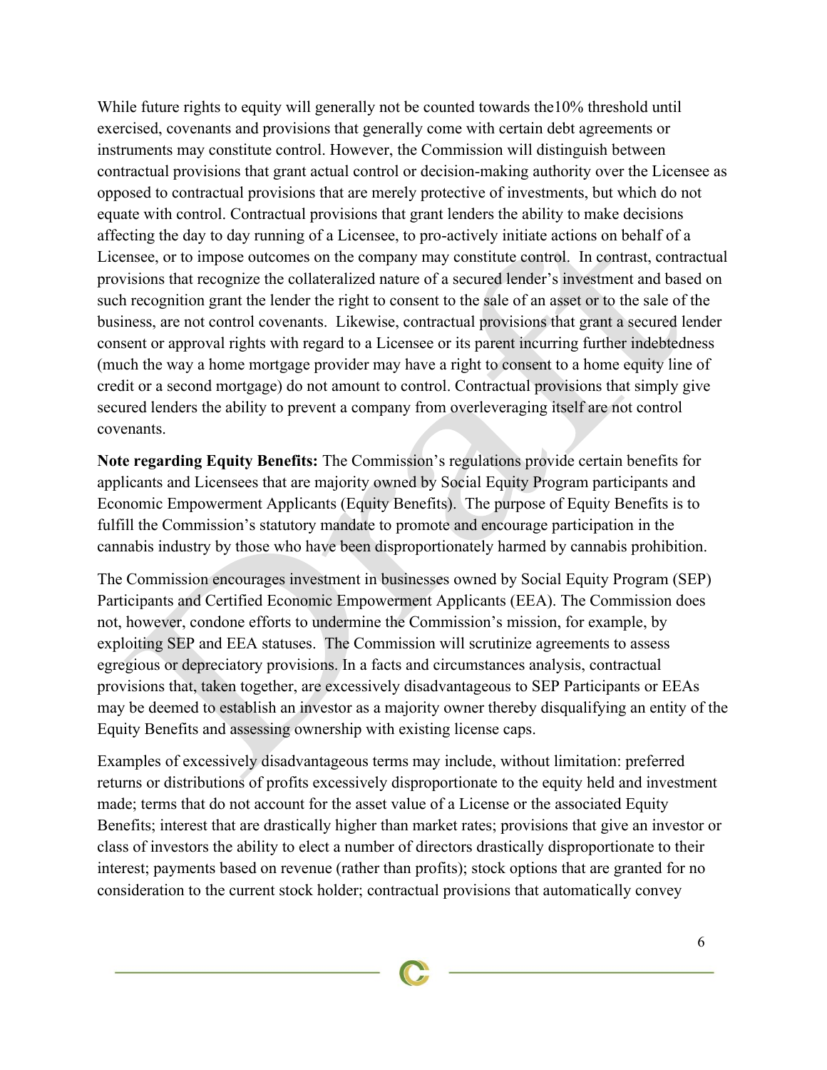While future rights to equity will generally not be counted towards the10% threshold until exercised, covenants and provisions that generally come with certain debt agreements or instruments may constitute control. However, the Commission will distinguish between contractual provisions that grant actual control or decision-making authority over the Licensee as opposed to contractual provisions that are merely protective of investments, but which do not equate with control. Contractual provisions that grant lenders the ability to make decisions affecting the day to day running of a Licensee, to pro-actively initiate actions on behalf of a Licensee, or to impose outcomes on the company may constitute control. In contrast, contractual provisions that recognize the collateralized nature of a secured lender's investment and based on such recognition grant the lender the right to consent to the sale of an asset or to the sale of the business, are not control covenants. Likewise, contractual provisions that grant a secured lender consent or approval rights with regard to a Licensee or its parent incurring further indebtedness (much the way a home mortgage provider may have a right to consent to a home equity line of credit or a second mortgage) do not amount to control. Contractual provisions that simply give secured lenders the ability to prevent a company from overleveraging itself are not control covenants.

**Note regarding Equity Benefits:** The Commission's regulations provide certain benefits for applicants and Licensees that are majority owned by Social Equity Program participants and Economic Empowerment Applicants (Equity Benefits). The purpose of Equity Benefits is to fulfill the Commission's statutory mandate to promote and encourage participation in the cannabis industry by those who have been disproportionately harmed by cannabis prohibition.

The Commission encourages investment in businesses owned by Social Equity Program (SEP) Participants and Certified Economic Empowerment Applicants (EEA). The Commission does not, however, condone efforts to undermine the Commission's mission, for example, by exploiting SEP and EEA statuses. The Commission will scrutinize agreements to assess egregious or depreciatory provisions. In a facts and circumstances analysis, contractual provisions that, taken together, are excessively disadvantageous to SEP Participants or EEAs may be deemed to establish an investor as a majority owner thereby disqualifying an entity of the Equity Benefits and assessing ownership with existing license caps.

Examples of excessively disadvantageous terms may include, without limitation: preferred returns or distributions of profits excessively disproportionate to the equity held and investment made; terms that do not account for the asset value of a License or the associated Equity Benefits; interest that are drastically higher than market rates; provisions that give an investor or class of investors the ability to elect a number of directors drastically disproportionate to their interest; payments based on revenue (rather than profits); stock options that are granted for no consideration to the current stock holder; contractual provisions that automatically convey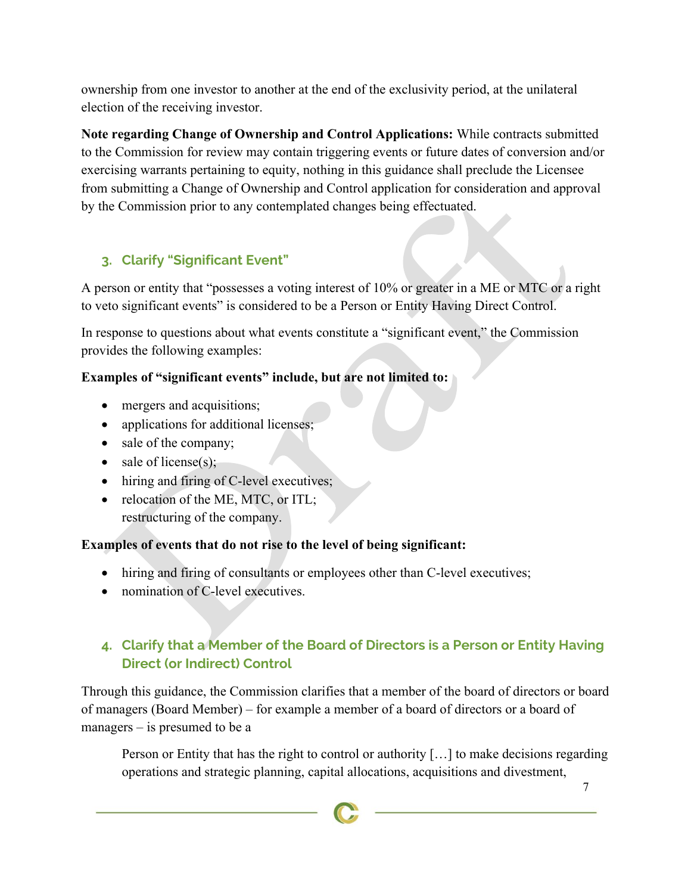ownership from one investor to another at the end of the exclusivity period, at the unilateral election of the receiving investor.

**Note regarding Change of Ownership and Control Applications:** While contracts submitted to the Commission for review may contain triggering events or future dates of conversion and/or exercising warrants pertaining to equity, nothing in this guidance shall preclude the Licensee from submitting a Change of Ownership and Control application for consideration and approval by the Commission prior to any contemplated changes being effectuated.

### 3. Clarify "Significant Event"

A person or entity that "possesses a voting interest of 10% or greater in a ME or MTC or a right to veto significant events" is considered to be a Person or Entity Having Direct Control.

In response to questions about what events constitute a "significant event," the Commission provides the following examples:

**Examples of "significant events" include, but are not limited to:**

- mergers and acquisitions;
- applications for additional licenses;
- sale of the company;
- sale of license(s);
- hiring and firing of C-level executives;
- relocation of the ME, MTC, or ITL;
  restructuring of the company.

**Examples of events that do not rise to the level of being significant:**

- hiring and firing of consultants or employees other than C-level executives;
- nomination of C-level executives.

### 4. Clarify that a Member of the Board of Directors is a Person or Entity Having Direct (or Indirect) Control

Through this guidance, the Commission clarifies that a member of the board of directors or board of managers (Board Member) – for example a member of a board of directors or a board of managers – is presumed to be a

> Person or Entity that has the right to control or authority […] to make decisions regarding operations and strategic planning, capital allocations, acquisitions and divestment,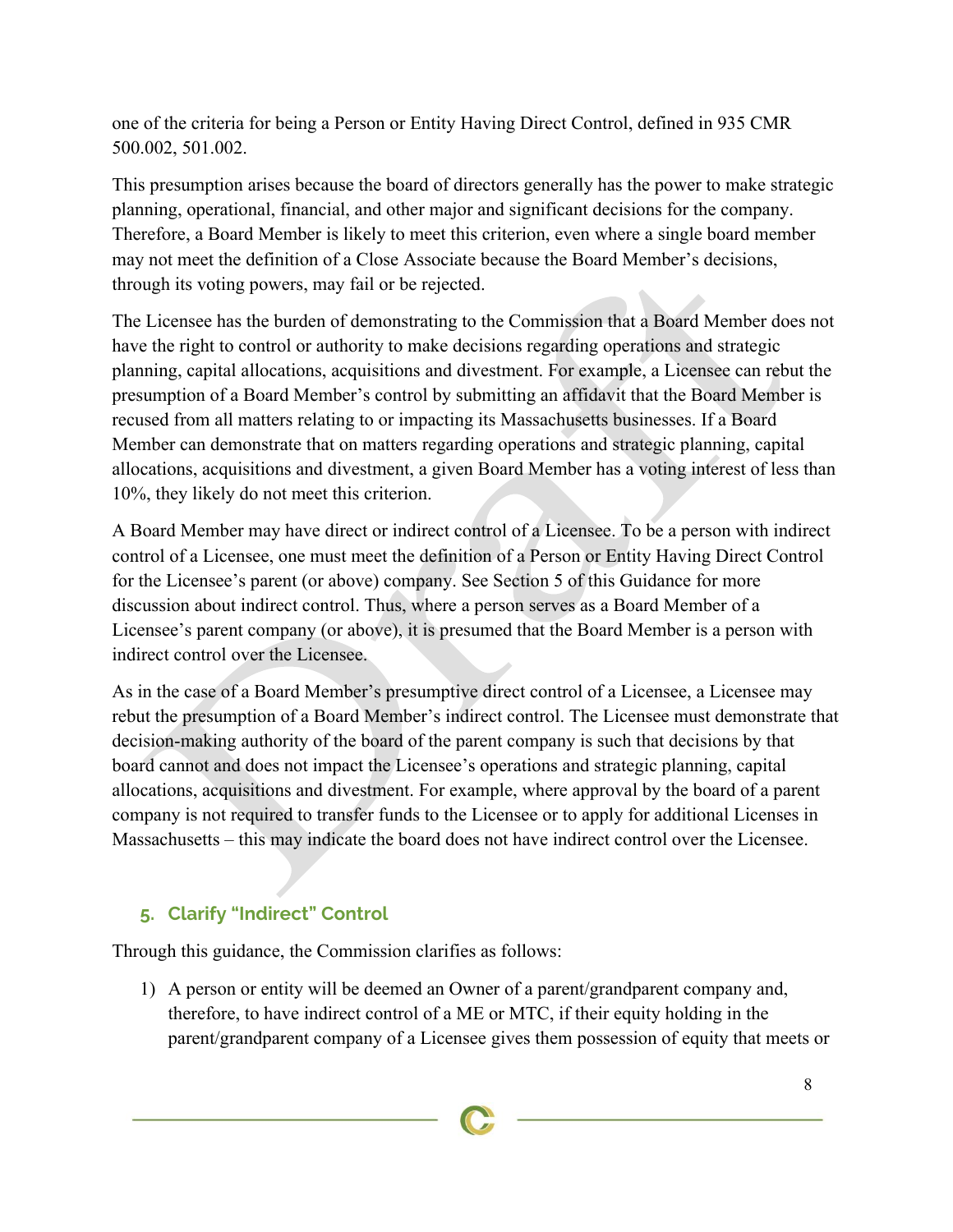one of the criteria for being a Person or Entity Having Direct Control, defined in 935 CMR 500.002, 501.002.

This presumption arises because the board of directors generally has the power to make strategic planning, operational, financial, and other major and significant decisions for the company. Therefore, a Board Member is likely to meet this criterion, even where a single board member may not meet the definition of a Close Associate because the Board Member's decisions, through its voting powers, may fail or be rejected.

The Licensee has the burden of demonstrating to the Commission that a Board Member does not have the right to control or authority to make decisions regarding operations and strategic planning, capital allocations, acquisitions and divestment. For example, a Licensee can rebut the presumption of a Board Member's control by submitting an affidavit that the Board Member is recused from all matters relating to or impacting its Massachusetts businesses. If a Board Member can demonstrate that on matters regarding operations and strategic planning, capital allocations, acquisitions and divestment, a given Board Member has a voting interest of less than 10%, they likely do not meet this criterion.

A Board Member may have direct or indirect control of a Licensee. To be a person with indirect control of a Licensee, one must meet the definition of a Person or Entity Having Direct Control for the Licensee's parent (or above) company. See Section 5 of this Guidance for more discussion about indirect control. Thus, where a person serves as a Board Member of a Licensee's parent company (or above), it is presumed that the Board Member is a person with indirect control over the Licensee.

As in the case of a Board Member's presumptive direct control of a Licensee, a Licensee may rebut the presumption of a Board Member's indirect control. The Licensee must demonstrate that decision-making authority of the board of the parent company is such that decisions by that board cannot and does not impact the Licensee's operations and strategic planning, capital allocations, acquisitions and divestment. For example, where approval by the board of a parent company is not required to transfer funds to the Licensee or to apply for additional Licenses in Massachusetts – this may indicate the board does not have indirect control over the Licensee.

## 5. Clarify "Indirect" Control

Through this guidance, the Commission clarifies as follows:

1) A person or entity will be deemed an Owner of a parent/grandparent company and, therefore, to have indirect control of a ME or MTC, if their equity holding in the parent/grandparent company of a Licensee gives them possession of equity that meets or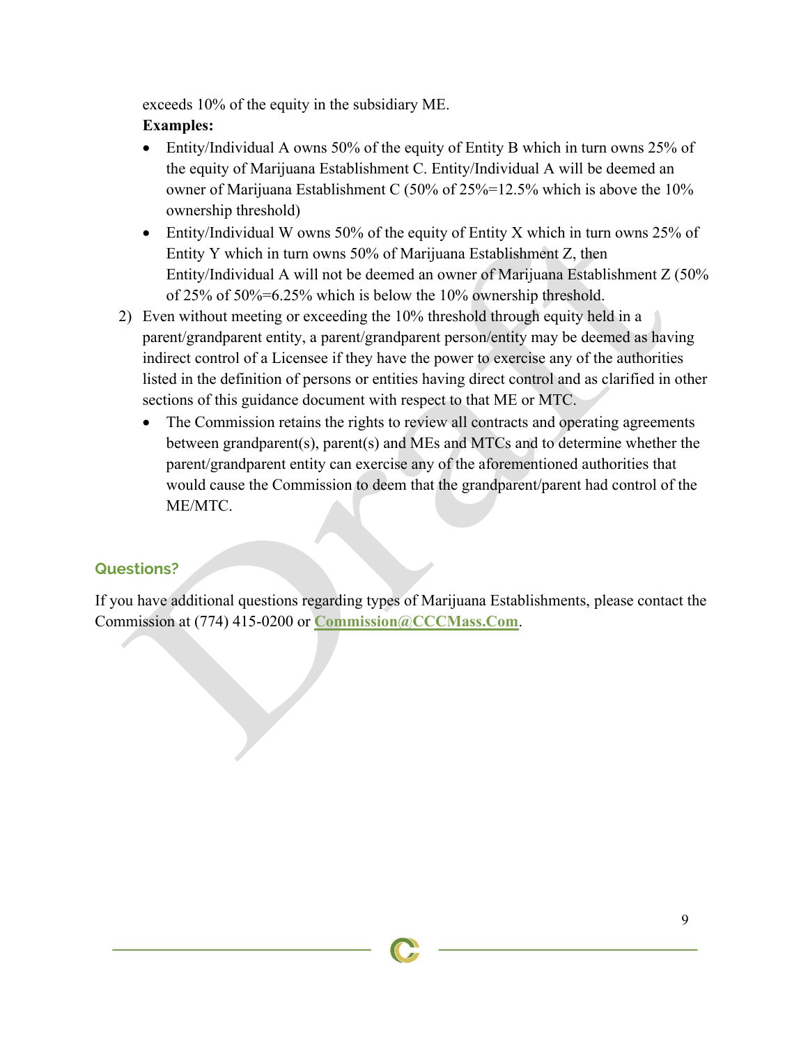exceeds 10% of the equity in the subsidiary ME.

**Examples:**

- Entity/Individual A owns 50% of the equity of Entity B which in turn owns 25% of the equity of Marijuana Establishment C. Entity/Individual A will be deemed an owner of Marijuana Establishment C (50% of 25%=12.5% which is above the 10% ownership threshold)
- Entity/Individual W owns 50% of the equity of Entity X which in turn owns 25% of Entity Y which in turn owns 50% of Marijuana Establishment Z, then Entity/Individual A will not be deemed an owner of Marijuana Establishment Z (50% of 25% of 50%=6.25% which is below the 10% ownership threshold.

2) Even without meeting or exceeding the 10% threshold through equity held in a parent/grandparent entity, a parent/grandparent person/entity may be deemed as having indirect control of a Licensee if they have the power to exercise any of the authorities listed in the definition of persons or entities having direct control and as clarified in other sections of this guidance document with respect to that ME or MTC.
   - The Commission retains the rights to review all contracts and operating agreements between grandparent(s), parent(s) and MEs and MTCs and to determine whether the parent/grandparent entity can exercise any of the aforementioned authorities that would cause the Commission to deem that the grandparent/parent had control of the ME/MTC.

## Questions?

If you have additional questions regarding types of Marijuana Establishments, please contact the Commission at (774) 415-0200 or **Commission@CCCMass.Com**.